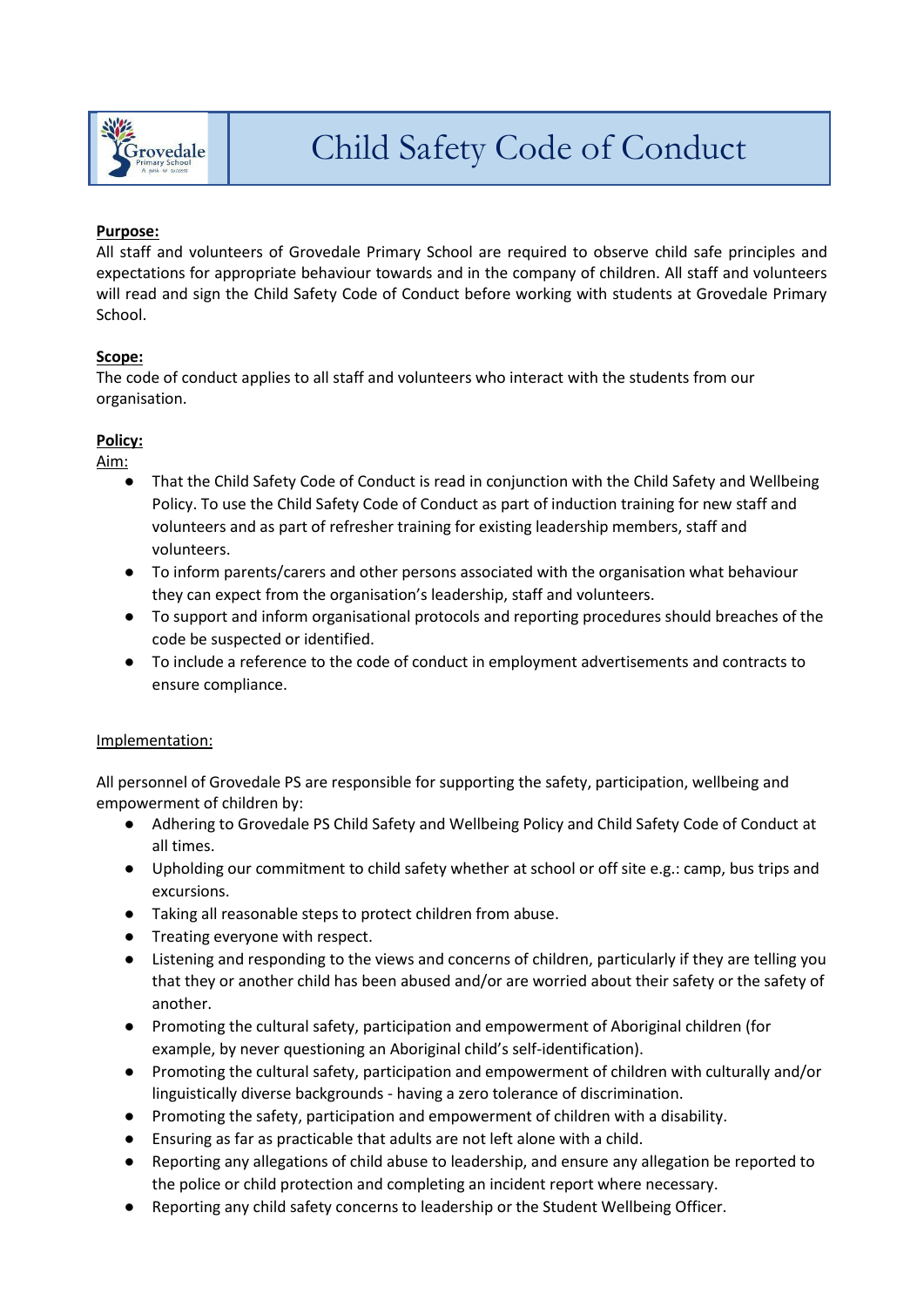# Child Safety Code of Conduct

**Purpose:**

All staff and volunteers of Grovedale Primary School are required to observe child safe principles and expectations for appropriate behaviour towards and in the company of children. All staff and volunteers will read and sign the Child Safety Code of Conduct before working with students at Grovedale Primary School.

**Scope:**

The code of conduct applies to all staff and volunteers who interact with the students from our organisation.

**Policy:**

Aim:

- That the Child Safety Code of Conduct is read in conjunction with the Child Safety and Wellbeing Policy. To use the Child Safety Code of Conduct as part of induction training for new staff and volunteers and as part of refresher training for existing leadership members, staff and volunteers.
- To inform parents/carers and other persons associated with the organisation what behaviour they can expect from the organisation's leadership, staff and volunteers.
- To support and inform organisational protocols and reporting procedures should breaches of the code be suspected or identified.
- To include a reference to the code of conduct in employment advertisements and contracts to ensure compliance.

Implementation:

All personnel of Grovedale PS are responsible for supporting the safety, participation, wellbeing and empowerment of children by:

- Adhering to Grovedale PS Child Safety and Wellbeing Policy and Child Safety Code of Conduct at all times.
- Upholding our commitment to child safety whether at school or off site e.g.: camp, bus trips and excursions.
- Taking all reasonable steps to protect children from abuse.
- Treating everyone with respect.
- Listening and responding to the views and concerns of children, particularly if they are telling you that they or another child has been abused and/or are worried about their safety or the safety of another.
- Promoting the cultural safety, participation and empowerment of Aboriginal children (for example, by never questioning an Aboriginal child's self-identification).
- Promoting the cultural safety, participation and empowerment of children with culturally and/or linguistically diverse backgrounds - having a zero tolerance of discrimination.
- Promoting the safety, participation and empowerment of children with a disability.
- Ensuring as far as practicable that adults are not left alone with a child.
- Reporting any allegations of child abuse to leadership, and ensure any allegation be reported to the police or child protection and completing an incident report where necessary.
- Reporting any child safety concerns to leadership or the Student Wellbeing Officer.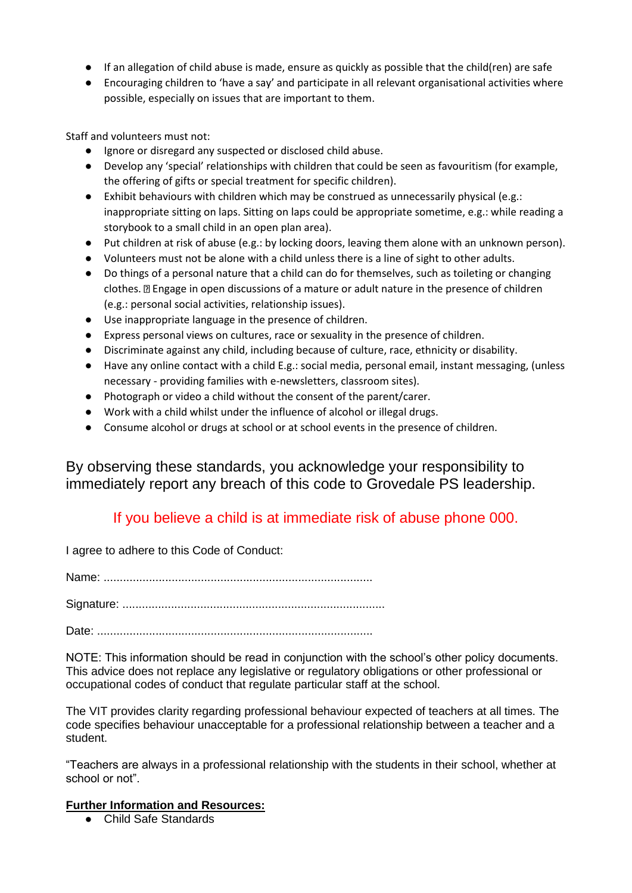- If an allegation of child abuse is made, ensure as quickly as possible that the child(ren) are safe
- Encouraging children to 'have a say' and participate in all relevant organisational activities where possible, especially on issues that are important to them.

Staff and volunteers must not:

- Ignore or disregard any suspected or disclosed child abuse.
- Develop any 'special' relationships with children that could be seen as favouritism (for example, the offering of gifts or special treatment for specific children).
- Exhibit behaviours with children which may be construed as unnecessarily physical (e.g.: inappropriate sitting on laps. Sitting on laps could be appropriate sometime, e.g.: while reading a storybook to a small child in an open plan area).
- Put children at risk of abuse (e.g.: by locking doors, leaving them alone with an unknown person).
- Volunteers must not be alone with a child unless there is a line of sight to other adults.
- Do things of a personal nature that a child can do for themselves, such as toileting or changing clothes.  Engage in open discussions of a mature or adult nature in the presence of children (e.g.: personal social activities, relationship issues).
- Use inappropriate language in the presence of children.
- Express personal views on cultures, race or sexuality in the presence of children.
- Discriminate against any child, including because of culture, race, ethnicity or disability.
- Have any online contact with a child E.g.: social media, personal email, instant messaging, (unless necessary - providing families with e-newsletters, classroom sites).
- Photograph or video a child without the consent of the parent/carer.
- Work with a child whilst under the influence of alcohol or illegal drugs.
- Consume alcohol or drugs at school or at school events in the presence of children.

By observing these standards, you acknowledge your responsibility to immediately report any breach of this code to Grovedale PS leadership.

If you believe a child is at immediate risk of abuse phone 000.

I agree to adhere to this Code of Conduct:

Name: ..................................................................................

Signature: ................................................................................

Date: ....................................................................................

NOTE: This information should be read in conjunction with the school's other policy documents. This advice does not replace any legislative or regulatory obligations or other professional or occupational codes of conduct that regulate particular staff at the school.

The VIT provides clarity regarding professional behaviour expected of teachers at all times. The code specifies behaviour unacceptable for a professional relationship between a teacher and a student.

"Teachers are always in a professional relationship with the students in their school, whether at school or not".

**Further Information and Resources:**

- Child Safe Standards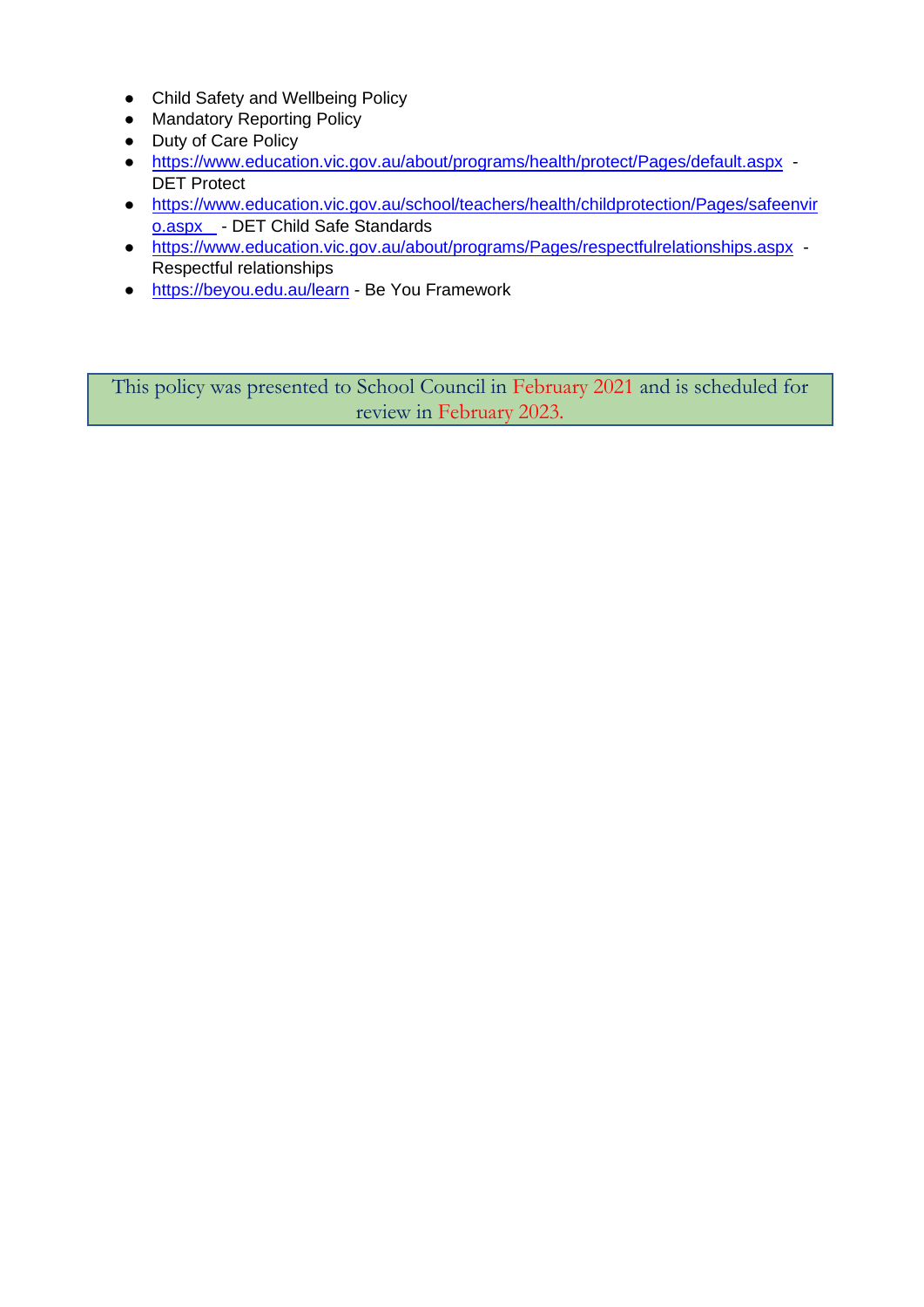- Child Safety and Wellbeing Policy
- Mandatory Reporting Policy
- Duty of Care Policy
- https://www.education.vic.gov.au/about/programs/health/protect/Pages/default.aspx - DET Protect
- https://www.education.vic.gov.au/school/teachers/health/childprotection/Pages/safeenviro.aspx - DET Child Safe Standards
- https://www.education.vic.gov.au/about/programs/Pages/respectfulrelationships.aspx - Respectful relationships
- https://beyou.edu.au/learn - Be You Framework

This policy was presented to School Council in February 2021 and is scheduled for review in February 2023.